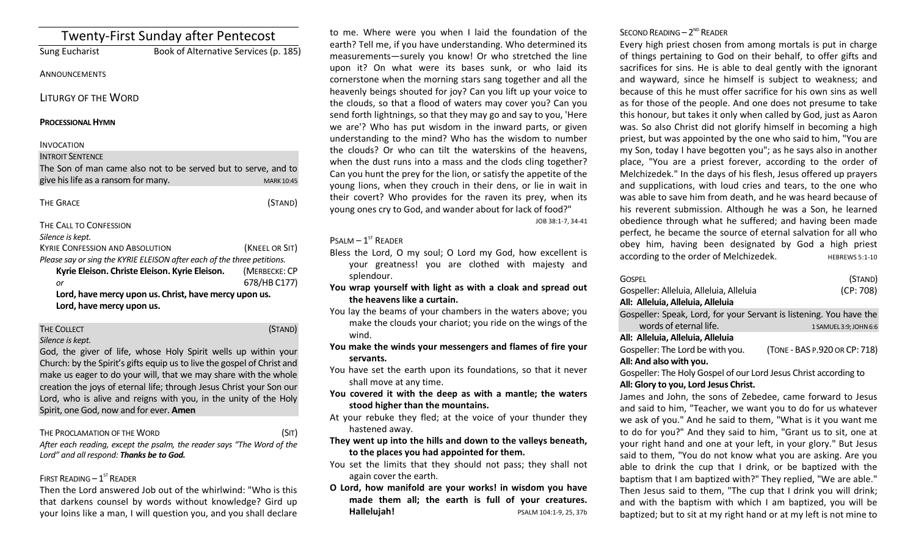# Twenty-First Sunday after Pentecost

Sung Eucharist — Book of Alternative Services (p. 185)

ANNOUNCEMENTS

## LITURGY OF THE WORD

**PROCESSIONAL HYMN**

INVOCATION

INTROIT SENTENCE

The Son of man came also not to be served but to serve, and to give his life as a ransom for many. MARK 10:45

THE GRACE (STAND)

THE CALL TO CONFESSION

*Silence is kept.*

KYRIE CONFESSION AND ABSOLUTION (KNEEL OR SIT)

*Please say or sing the KYRIE ELEISON after each of the three petitions.*

**Kyrie Eleison. Christe Eleison. Kyrie Eleison.** (MERBECKE: CP 678/HB C177)

*or*

**Lord, have mercy upon us. Christ, have mercy upon us. Lord, have mercy upon us.**

THE COLLECT (STAND)

*Silence is kept.*

God, the giver of life, whose Holy Spirit wells up within your Church: by the Spirit's gifts equip us to live the gospel of Christ and make us eager to do your will, that we may share with the whole creation the joys of eternal life; through Jesus Christ your Son our Lord, who is alive and reigns with you, in the unity of the Holy Spirit, one God, now and for ever. **Amen**

THE PROCLAMATION OF THE WORD (SIT)

*After each reading, except the psalm, the reader says "The Word of the Lord" and all respond:* ***Thanks be to God.***

FIRST READING – 1ST READER

Then the Lord answered Job out of the whirlwind: "Who is this that darkens counsel by words without knowledge? Gird up your loins like a man, I will question you, and you shall declare to me. Where were you when I laid the foundation of the earth? Tell me, if you have understanding. Who determined its measurements—surely you know! Or who stretched the line upon it? On what were its bases sunk, or who laid its cornerstone when the morning stars sang together and all the heavenly beings shouted for joy? Can you lift up your voice to the clouds, so that a flood of waters may cover you? Can you send forth lightnings, so that they may go and say to you, 'Here we are'? Who has put wisdom in the inward parts, or given understanding to the mind? Who has the wisdom to number the clouds? Or who can tilt the waterskins of the heavens, when the dust runs into a mass and the clods cling together? Can you hunt the prey for the lion, or satisfy the appetite of the young lions, when they crouch in their dens, or lie in wait in their covert? Who provides for the raven its prey, when its young ones cry to God, and wander about for lack of food?" JOB 38:1-7, 34-41

PSALM – 1ST READER

Bless the Lord, O my soul; O Lord my God, how excellent is your greatness! you are clothed with majesty and splendour.

**You wrap yourself with light as with a cloak and spread out the heavens like a curtain.**

You lay the beams of your chambers in the waters above; you make the clouds your chariot; you ride on the wings of the wind.

**You make the winds your messengers and flames of fire your servants.**

You have set the earth upon its foundations, so that it never shall move at any time.

**You covered it with the deep as with a mantle; the waters stood higher than the mountains.**

At your rebuke they fled; at the voice of your thunder they hastened away.

**They went up into the hills and down to the valleys beneath, to the places you had appointed for them.**

You set the limits that they should not pass; they shall not again cover the earth.

**O Lord, how manifold are your works! in wisdom you have made them all; the earth is full of your creatures. Hallelujah!** PSALM 104:1-9, 25, 37b

SECOND READING – 2ND READER

Every high priest chosen from among mortals is put in charge of things pertaining to God on their behalf, to offer gifts and sacrifices for sins. He is able to deal gently with the ignorant and wayward, since he himself is subject to weakness; and because of this he must offer sacrifice for his own sins as well as for those of the people. And one does not presume to take this honour, but takes it only when called by God, just as Aaron was. So also Christ did not glorify himself in becoming a high priest, but was appointed by the one who said to him, "You are my Son, today I have begotten you"; as he says also in another place, "You are a priest forever, according to the order of Melchizedek." In the days of his flesh, Jesus offered up prayers and supplications, with loud cries and tears, to the one who was able to save him from death, and he was heard because of his reverent submission. Although he was a Son, he learned obedience through what he suffered; and having been made perfect, he became the source of eternal salvation for all who obey him, having been designated by God a high priest according to the order of Melchizedek. HEBREWS 5:1-10

GOSPEL (STAND)

Gospeller: Alleluia, Alleluia, Alleluia (CP: 708)

**All: Alleluia, Alleluia, Alleluia**

Gospeller: Speak, Lord, for your Servant is listening. You have the words of eternal life. 1 SAMUEL 3:9; JOHN 6:6

**All: Alleluia, Alleluia, Alleluia**

Gospeller: The Lord be with you. (TONE - BAS P.920 OR CP: 718)

**All: And also with you.**

Gospeller: The Holy Gospel of our Lord Jesus Christ according to

**All: Glory to you, Lord Jesus Christ.**

James and John, the sons of Zebedee, came forward to Jesus and said to him, "Teacher, we want you to do for us whatever we ask of you." And he said to them, "What is it you want me to do for you?" And they said to him, "Grant us to sit, one at your right hand and one at your left, in your glory." But Jesus said to them, "You do not know what you are asking. Are you able to drink the cup that I drink, or be baptized with the baptism that I am baptized with?" They replied, "We are able." Then Jesus said to them, "The cup that I drink you will drink; and with the baptism with which I am baptized, you will be baptized; but to sit at my right hand or at my left is not mine to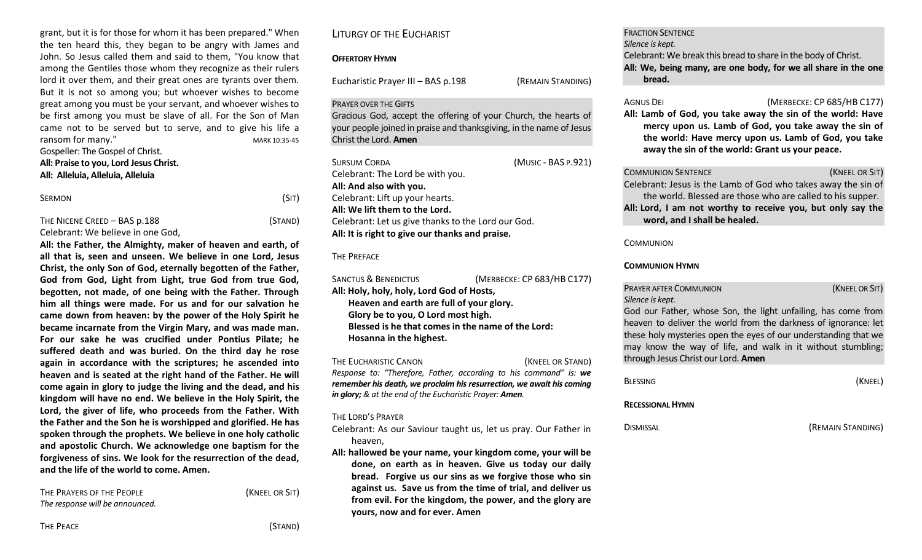grant, but it is for those for whom it has been prepared." When the ten heard this, they began to be angry with James and John. So Jesus called them and said to them, "You know that among the Gentiles those whom they recognize as their rulers lord it over them, and their great ones are tyrants over them. But it is not so among you; but whoever wishes to become great among you must be your servant, and whoever wishes to be first among you must be slave of all. For the Son of Man came not to be served but to serve, and to give his life a ransom for many." MARK 10:35-45

Gospeller: The Gospel of Christ.

**All: Praise to you, Lord Jesus Christ.**

**All: Alleluia, Alleluia, Alleluia**

SERMON (SIT)

THE NICENE CREED – BAS p.188 (STAND)

Celebrant: We believe in one God,

**All: the Father, the Almighty, maker of heaven and earth, of all that is, seen and unseen. We believe in one Lord, Jesus Christ, the only Son of God, eternally begotten of the Father, God from God, Light from Light, true God from true God, begotten, not made, of one being with the Father. Through him all things were made. For us and for our salvation he came down from heaven: by the power of the Holy Spirit he became incarnate from the Virgin Mary, and was made man. For our sake he was crucified under Pontius Pilate; he suffered death and was buried. On the third day he rose again in accordance with the scriptures; he ascended into heaven and is seated at the right hand of the Father. He will come again in glory to judge the living and the dead, and his kingdom will have no end. We believe in the Holy Spirit, the Lord, the giver of life, who proceeds from the Father. With the Father and the Son he is worshipped and glorified. He has spoken through the prophets. We believe in one holy catholic and apostolic Church. We acknowledge one baptism for the forgiveness of sins. We look for the resurrection of the dead, and the life of the world to come. Amen.**

THE PRAYERS OF THE PEOPLE (KNEEL OR SIT)

*The response will be announced.*

THE PEACE (STAND)

## LITURGY OF THE EUCHARIST

**OFFERTORY HYMN**

Eucharistic Prayer III – BAS p.198 (REMAIN STANDING)

PRAYER OVER THE GIFTS

Gracious God, accept the offering of your Church, the hearts of your people joined in praise and thanksgiving, in the name of Jesus Christ the Lord. **Amen**

SURSUM CORDA (MUSIC - BAS P.921)

Celebrant: The Lord be with you.

**All: And also with you.**

Celebrant: Lift up your hearts.

**All: We lift them to the Lord.**

Celebrant: Let us give thanks to the Lord our God.

**All: It is right to give our thanks and praise.**

THE PREFACE

SANCTUS & BENEDICTUS (MERBECKE: CP 683/HB C177)

**All: Holy, holy, holy, Lord God of Hosts,**
**Heaven and earth are full of your glory.**
**Glory be to you, O Lord most high.**
**Blessed is he that comes in the name of the Lord:**
**Hosanna in the highest.**

THE EUCHARISTIC CANON (KNEEL OR STAND)

*Response to: "Therefore, Father, according to his command" is: **we remember his death, we proclaim his resurrection, we await his coming in glory;** & at the end of the Eucharistic Prayer: **Amen**.*

THE LORD'S PRAYER

Celebrant: As our Saviour taught us, let us pray. Our Father in heaven,

**All: hallowed be your name, your kingdom come, your will be done, on earth as in heaven. Give us today our daily bread. Forgive us our sins as we forgive those who sin against us. Save us from the time of trial, and deliver us from evil. For the kingdom, the power, and the glory are yours, now and for ever. Amen**

FRACTION SENTENCE

*Silence is kept.*

Celebrant: We break this bread to share in the body of Christ.

**All: We, being many, are one body, for we all share in the one bread.**

AGNUS DEI (MERBECKE: CP 685/HB C177)

**All: Lamb of God, you take away the sin of the world: Have mercy upon us. Lamb of God, you take away the sin of the world: Have mercy upon us. Lamb of God, you take away the sin of the world: Grant us your peace.**

COMMUNION SENTENCE (KNEEL OR SIT)

Celebrant: Jesus is the Lamb of God who takes away the sin of the world. Blessed are those who are called to his supper.

**All: Lord, I am not worthy to receive you, but only say the word, and I shall be healed.**

COMMUNION

**COMMUNION HYMN**

PRAYER AFTER COMMUNION (KNEEL OR SIT)

*Silence is kept.*

God our Father, whose Son, the light unfailing, has come from heaven to deliver the world from the darkness of ignorance: let these holy mysteries open the eyes of our understanding that we may know the way of life, and walk in it without stumbling; through Jesus Christ our Lord. **Amen**

BLESSING (KNEEL)

**RECESSIONAL HYMN**

DISMISSAL (REMAIN STANDING)